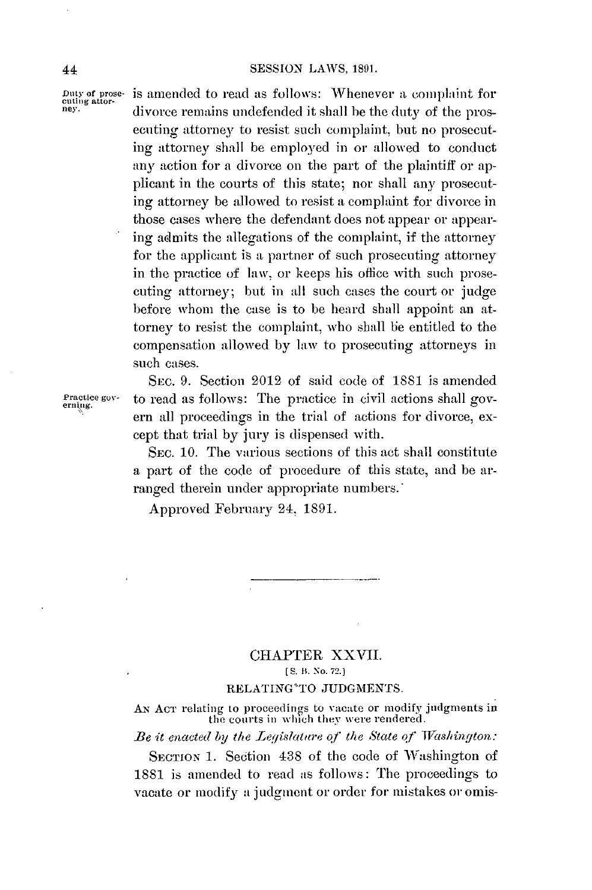is amended to read as follows: Whenever a complaint for divorce remains undefended it shall be the duty of the prosecuting attorney to resist such complaint, but no prosecuting attorney shall be employed in or allowed to conduct any action for a divorce on the part of the plaintiff or applicant in the courts of this state; nor shall any prosecuting attorney be allowed to resist a complaint for divorce in those cases where the defendant does not appear or appearing admits the allegations of the complaint, if the attorney for the applicant is a partner of such prosecuting attorney in the practice of law, or keeps his office with such prosecuting attorney; but in all such cases the court or judge before whom the case is to be heard shall appoint an attorney to resist the complaint, who shall be entitled to the compensation allowed by law to prosecuting attorneys in such cases.

Duty of prosecuting attorney.

SEC. 9. Section 2012 of said code of 1881 is amended to read as follows: The practice in civil actions shall govern all proceedings in the trial of actions for divorce, except that trial by jury is dispensed with.

Practice governing.

SEC. 10. The various sections of this act shall constitute a part of the code of procedure of this state, and be arranged therein under appropriate numbers.

Approved February 24, 1891.

---

## CHAPTER XXVII.

[S. B. No. 72.]

### RELATING TO JUDGMENTS.

AN ACT relating to proceedings to vacate or modify judgments in the courts in which they were rendered.

*Be it enacted by the Legislature of the State of Washington:*

SECTION 1. Section 438 of the code of Washington of 1881 is amended to read as follows: The proceedings to vacate or modify a judgment or order for mistakes or omis-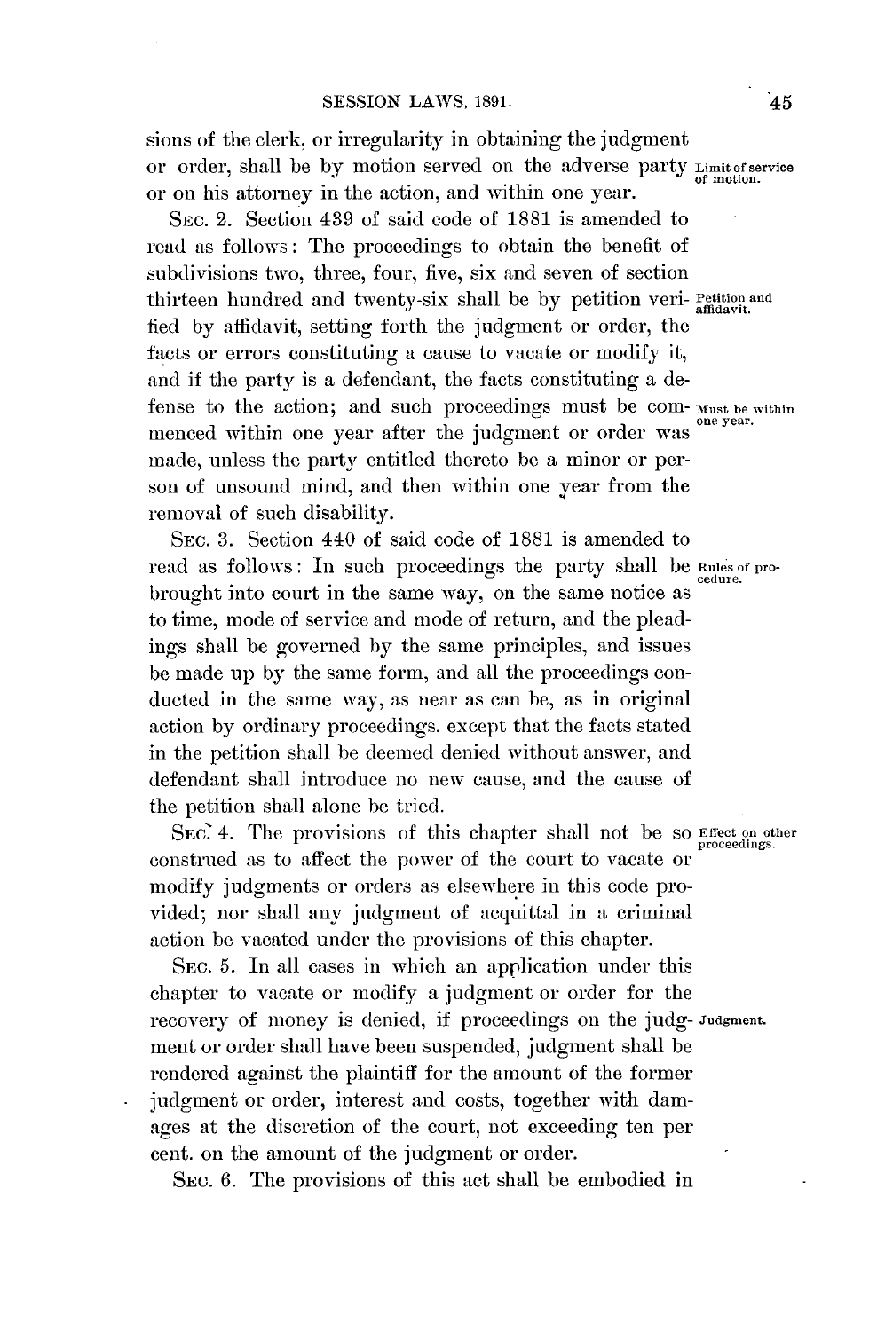sions of the clerk, or irregularity in obtaining the judgment or order, shall be by motion served on the adverse party or on his attorney in the action, and within one year.

Limit of service of motion.

SEC. 2. Section 439 of said code of 1881 is amended to read as follows: The proceedings to obtain the benefit of subdivisions two, three, four, five, six and seven of section thirteen hundred and twenty-six shall be by petition verified by affidavit, setting forth the judgment or order, the facts or errors constituting a cause to vacate or modify it, and if the party is a defendant, the facts constituting a defense to the action; and such proceedings must be commenced within one year after the judgment or order was made, unless the party entitled thereto be a minor or person of unsound mind, and then within one year from the removal of such disability.

Petition and affidavit.

Must be within one year.

SEC. 3. Section 440 of said code of 1881 is amended to read as follows: In such proceedings the party shall be brought into court in the same way, on the same notice as to time, mode of service and mode of return, and the pleadings shall be governed by the same principles, and issues be made up by the same form, and all the proceedings conducted in the same way, as near as can be, as in original action by ordinary proceedings, except that the facts stated in the petition shall be deemed denied without answer, and defendant shall introduce no new cause, and the cause of the petition shall alone be tried.

Rules of procedure.

SEC. 4. The provisions of this chapter shall not be so construed as to affect the power of the court to vacate or modify judgments or orders as elsewhere in this code provided; nor shall any judgment of acquittal in a criminal action be vacated under the provisions of this chapter.

Effect on other proceedings.

SEC. 5. In all cases in which an application under this chapter to vacate or modify a judgment or order for the recovery of money is denied, if proceedings on the judgment or order shall have been suspended, judgment shall be rendered against the plaintiff for the amount of the former judgment or order, interest and costs, together with damages at the discretion of the court, not exceeding ten per cent. on the amount of the judgment or order.

Judgment.

SEC. 6. The provisions of this act shall be embodied in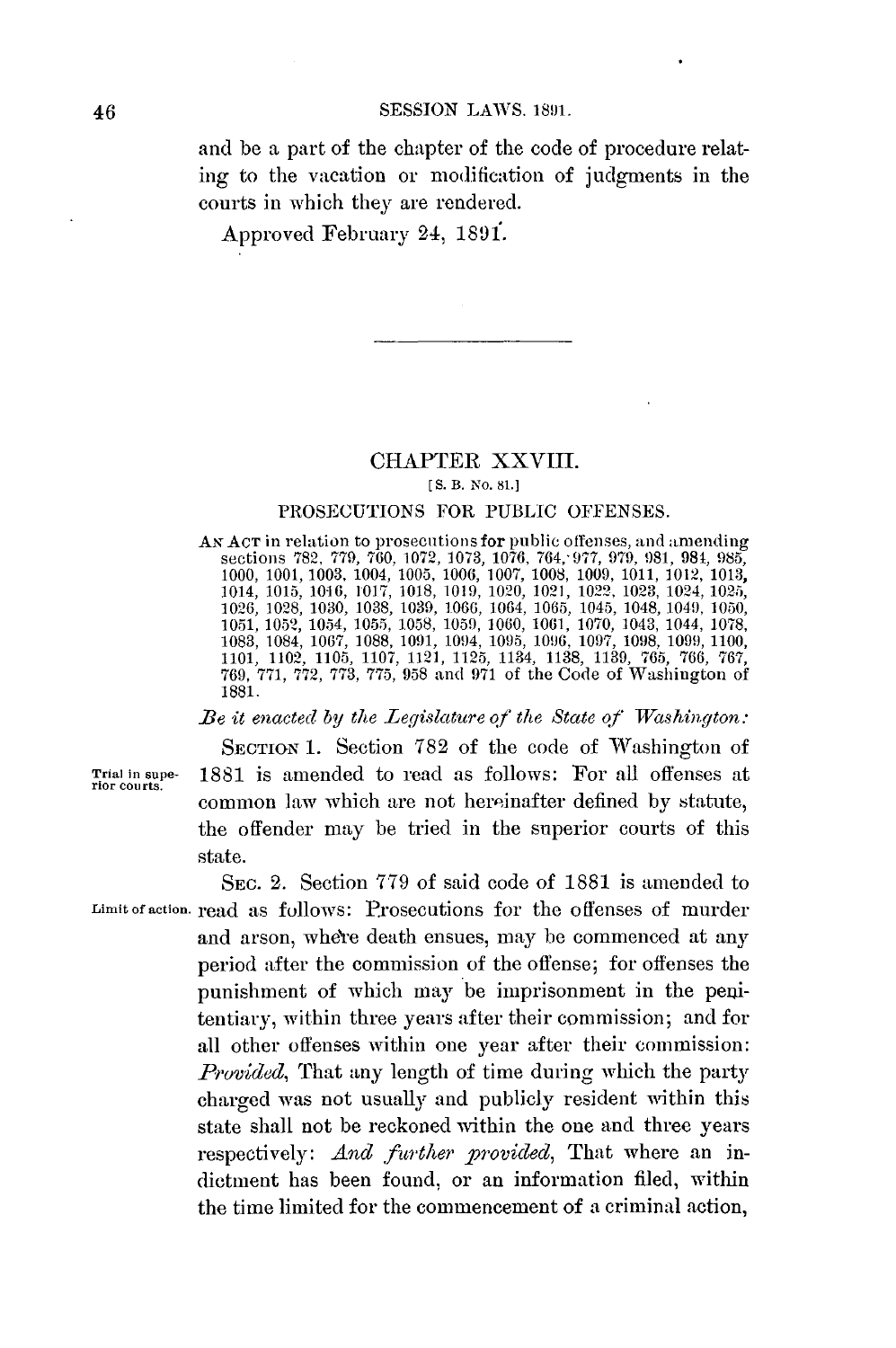and be a part of the chapter of the code of procedure relating to the vacation or modification of judgments in the courts in which they are rendered.

Approved February 24, 1891.

---

## CHAPTER XXVIII.

[S. B. No. 81.]

### PROSECUTIONS FOR PUBLIC OFFENSES.

AN ACT in relation to prosecutions for public offenses, and amending sections 782, 779, 760, 1072, 1073, 1076, 764, 977, 979, 981, 984, 985, 1000, 1001, 1003, 1004, 1005, 1006, 1007, 1008, 1009, 1011, 1012, 1013, 1014, 1015, 1016, 1017, 1018, 1019, 1020, 1021, 1022, 1023, 1024, 1025, 1026, 1028, 1030, 1038, 1039, 1066, 1064, 1065, 1045, 1048, 1049, 1050, 1051, 1052, 1054, 1055, 1058, 1059, 1060, 1061, 1070, 1043, 1044, 1078, 1083, 1084, 1067, 1088, 1091, 1094, 1095, 1096, 1097, 1098, 1099, 1100, 1101, 1102, 1105, 1107, 1121, 1125, 1134, 1138, 1139, 765, 766, 767, 769, 771, 772, 773, 775, 958 and 971 of the Code of Washington of 1881.

*Be it enacted by the Legislature of the State of Washington:*

Trial in superior courts.

SECTION 1. Section 782 of the code of Washington of 1881 is amended to read as follows: For all offenses at common law which are not hereinafter defined by statute, the offender may be tried in the superior courts of this state.

Limit of action.

SEC. 2. Section 779 of said code of 1881 is amended to read as follows: Prosecutions for the offenses of murder and arson, where death ensues, may be commenced at any period after the commission of the offense; for offenses the punishment of which may be imprisonment in the penitentiary, within three years after their commission; and for all other offenses within one year after their commission: *Provided*, That any length of time during which the party charged was not usually and publicly resident within this state shall not be reckoned within the one and three years respectively: *And further provided*, That where an indictment has been found, or an information filed, within the time limited for the commencement of a criminal action,